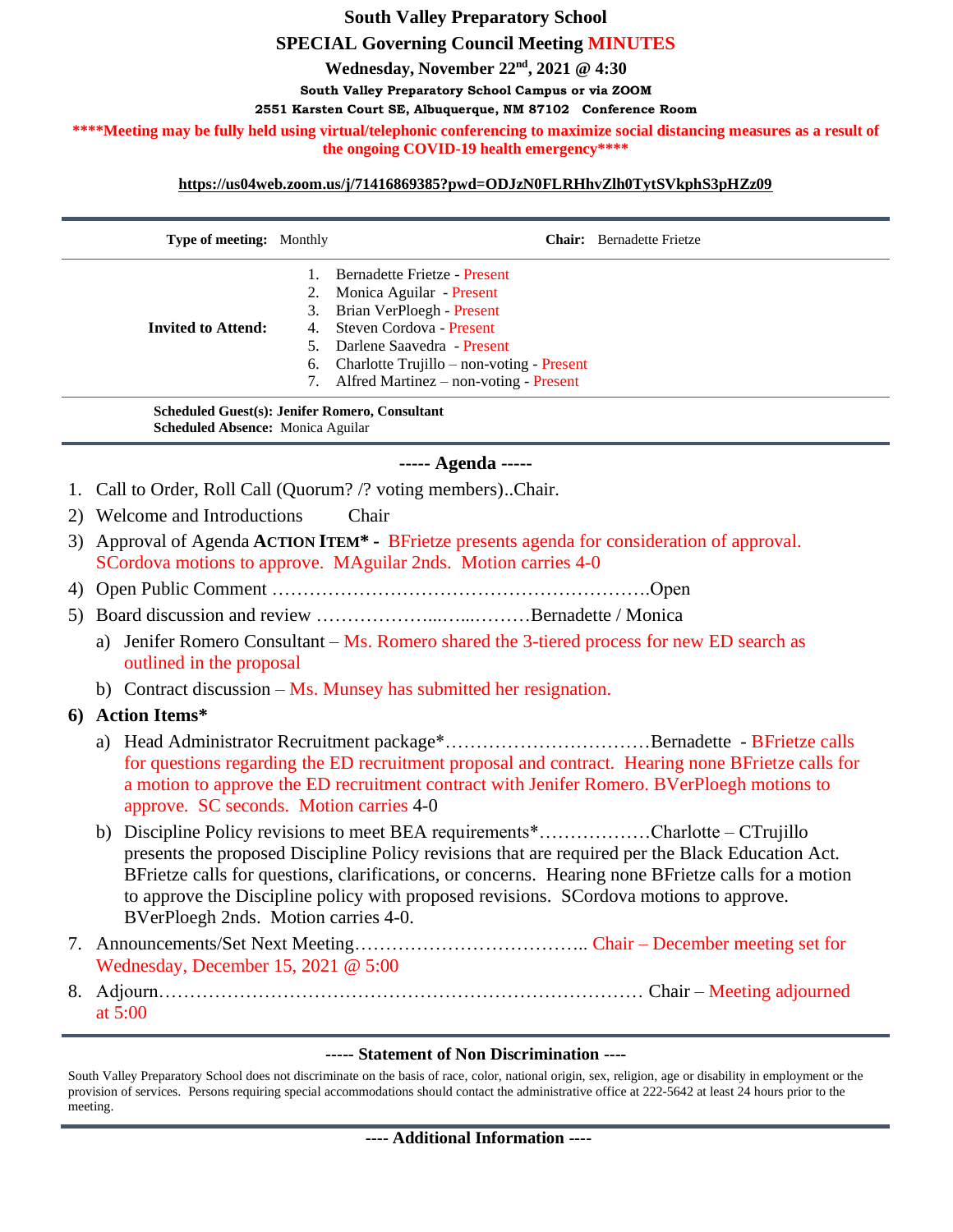# South Valley Preparatory School

## SPECIAL Governing Council Meeting MINUTES

**Wednesday, November 22nd, 2021 @ 4:30**

**South Valley Preparatory School Campus or via ZOOM**

**2551 Karsten Court SE, Albuquerque, NM 87102   Conference Room**

**\*\*\*\*Meeting may be fully held using virtual/telephonic conferencing to maximize social distancing measures as a result of the ongoing COVID-19 health emergency\*\*\*\***

**https://us04web.zoom.us/j/71416869385?pwd=ODJzN0FLRHhvZlh0TytSVkphS3pHZz09**

---

**Type of meeting:** Monthly    **Chair:** Bernadette Frietze

**Invited to Attend:**

1. Bernadette Frietze - Present
2. Monica Aguilar - Present
3. Brian VerPloegh - Present
4. Steven Cordova - Present
5. Darlene Saavedra - Present
6. Charlotte Trujillo – non-voting - Present
7. Alfred Martinez – non-voting - Present

**Scheduled Guest(s): Jenifer Romero, Consultant**
**Scheduled Absence:** Monica Aguilar

---

**----- Agenda -----**

1. Call to Order, Roll Call (Quorum? /? voting members)..Chair.
2) Welcome and Introductions    Chair
3) Approval of Agenda **ACTION ITEM\* -** BFrietze presents agenda for consideration of approval. SCordova motions to approve. MAguilar 2nds. Motion carries 4-0
4) Open Public Comment ……………………………………………………….Open
5) Board discussion and review ………………...…...………Bernadette / Monica
   a) Jenifer Romero Consultant – Ms. Romero shared the 3-tiered process for new ED search as outlined in the proposal
   b) Contract discussion – Ms. Munsey has submitted her resignation.

**6) Action Items\***

   a) Head Administrator Recruitment package\*……………………………Bernadette - BFrietze calls for questions regarding the ED recruitment proposal and contract. Hearing none BFrietze calls for a motion to approve the ED recruitment contract with Jenifer Romero. BVerPloegh motions to approve. SC seconds. Motion carries 4-0
   b) Discipline Policy revisions to meet BEA requirements\*………………Charlotte – CTrujillo presents the proposed Discipline Policy revisions that are required per the Black Education Act. BFrietze calls for questions, clarifications, or concerns. Hearing none BFrietze calls for a motion to approve the Discipline policy with proposed revisions. SCordova motions to approve. BVerPloegh 2nds. Motion carries 4-0.

7. Announcements/Set Next Meeting……………………………….. Chair – December meeting set for Wednesday, December 15, 2021 @ 5:00
8. Adjourn…………………………………………………………………… Chair – Meeting adjourned at 5:00

---

**----- Statement of Non Discrimination ----**

South Valley Preparatory School does not discriminate on the basis of race, color, national origin, sex, religion, age or disability in employment or the provision of services. Persons requiring special accommodations should contact the administrative office at 222-5642 at least 24 hours prior to the meeting.

---

**---- Additional Information ----**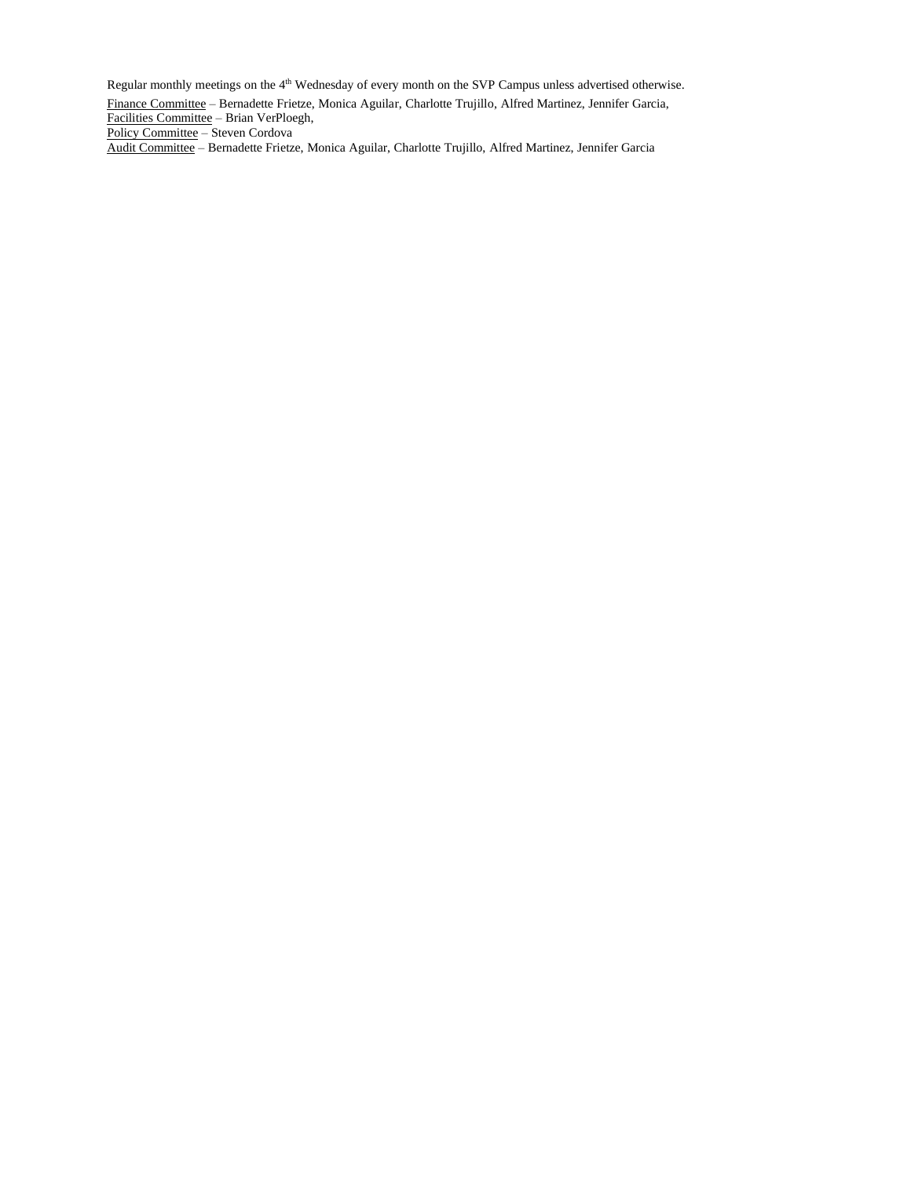Regular monthly meetings on the 4th Wednesday of every month on the SVP Campus unless advertised otherwise.

Finance Committee – Bernadette Frietze, Monica Aguilar, Charlotte Trujillo, Alfred Martinez, Jennifer Garcia,
Facilities Committee – Brian VerPloegh,
Policy Committee – Steven Cordova
Audit Committee – Bernadette Frietze, Monica Aguilar, Charlotte Trujillo, Alfred Martinez, Jennifer Garcia